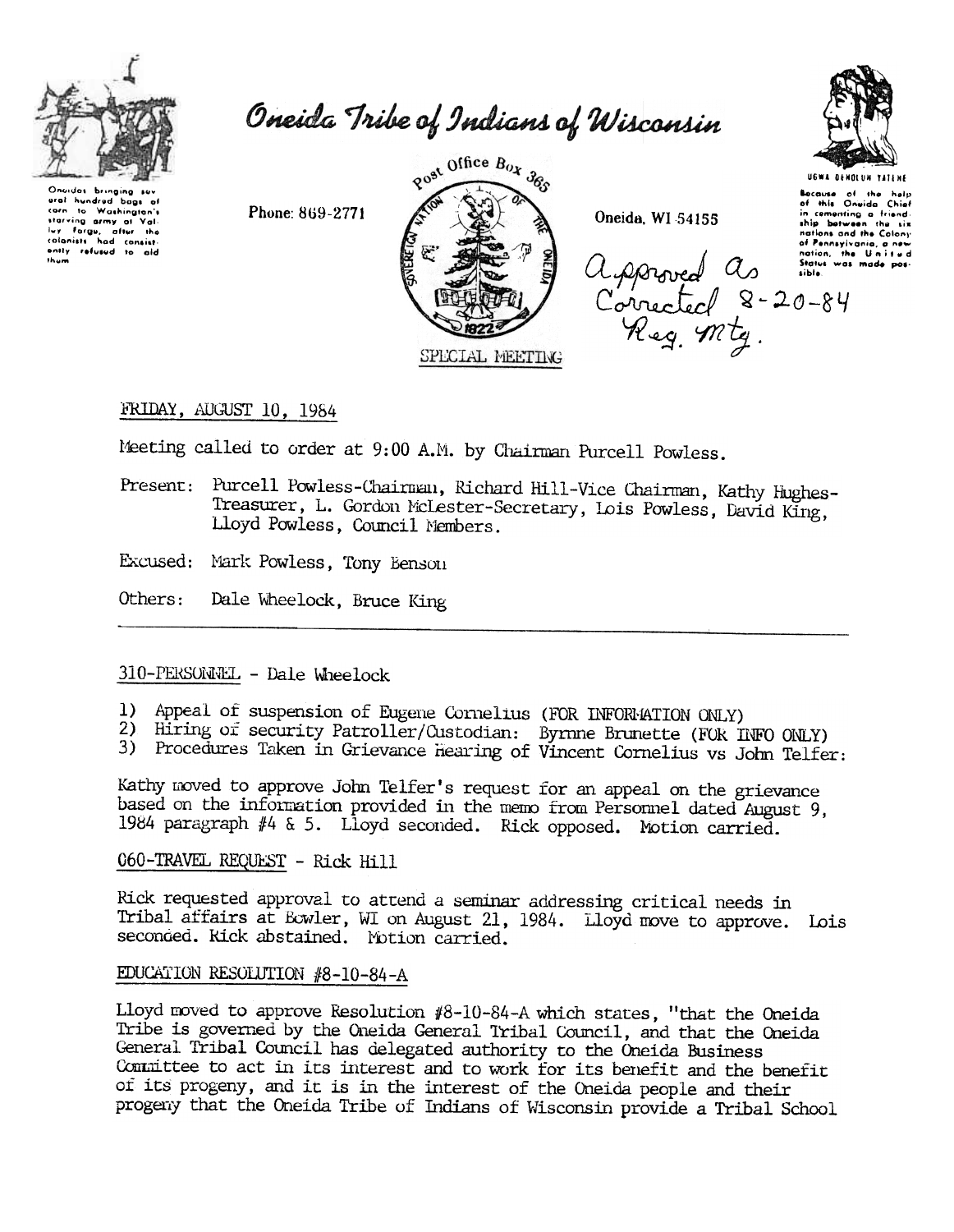# Oneida Tribe of Indians of Wisconsin

Oneidas bringing several hundred bags of corn to Washington's starving army at Valley Forge, after the colonists had consistently refused to aid them

Phone: 869-2771

Post Office Box 365

Oneida, WI 54155

UGWA DEHOLUN YATEHE

Because of the help of this Oneida Chief in cementing a friendship between the six nations and the Colony of Pennsylvania, a new nation, the United States was made possible

SPECIAL MEETING

Approved as Corrected 8-20-84 Reg. Mtg.

FRIDAY, AUGUST 10, 1984

Meeting called to order at 9:00 A.M. by Chairman Purcell Powless.

Present: Purcell Powless-Chairman, Richard Hill-Vice Chairman, Kathy Hughes-Treasurer, L. Gordon McLester-Secretary, Lois Powless, David King, Lloyd Powless, Council Members.

Excused: Mark Powless, Tony Benson

Others: Dale Wheelock, Bruce King

---

310-PERSONNEL - Dale Wheelock

1) Appeal of suspension of Eugene Cornelius (FOR INFORMATION ONLY)
2) Hiring of security Patroller/Custodian: Byrnne Brunette (FOR INFO ONLY)
3) Procedures Taken in Grievance Hearing of Vincent Cornelius vs John Telfer:

Kathy moved to approve John Telfer's request for an appeal on the grievance based on the information provided in the memo from Personnel dated August 9, 1984 paragraph #4 & 5. Lloyd seconded. Rick opposed. Motion carried.

060-TRAVEL REQUEST - Rick Hill

Rick requested approval to attend a seminar addressing critical needs in Tribal affairs at Bowler, WI on August 21, 1984. Lloyd move to approve. Lois seconded. Rick abstained. Motion carried.

EDUCATION RESOLUTION #8-10-84-A

Lloyd moved to approve Resolution #8-10-84-A which states, "that the Oneida Tribe is governed by the Oneida General Tribal Council, and that the Oneida General Tribal Council has delegated authority to the Oneida Business Committee to act in its interest and to work for its benefit and the benefit of its progeny, and it is in the interest of the Oneida people and their progeny that the Oneida Tribe of Indians of Wisconsin provide a Tribal School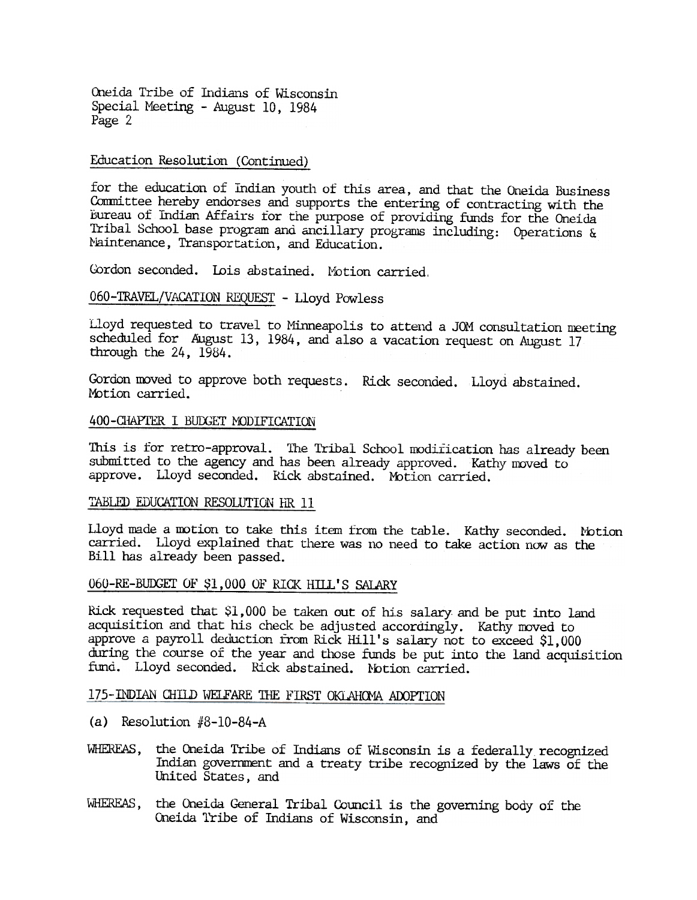Education Resolution (Continued)

for the education of Indian youth of this area, and that the Oneida Business Committee hereby endorses and supports the entering of contracting with the Bureau of Indian Affairs for the purpose of providing funds for the Oneida Tribal School base program and ancillary programs including: Operations & Maintenance, Transportation, and Education.

Gordon seconded. Lois abstained. Motion carried.

060-TRAVEL/VACATION REQUEST - Lloyd Powless

Lloyd requested to travel to Minneapolis to attend a JOM consultation meeting scheduled for August 13, 1984, and also a vacation request on August 17 through the 24, 1984.

Gordon moved to approve both requests. Rick seconded. Lloyd abstained. Motion carried.

400-CHAPTER I BUDGET MODIFICATION

This is for retro-approval. The Tribal School modification has already been submitted to the agency and has been already approved. Kathy moved to approve. Lloyd seconded. Rick abstained. Motion carried.

TABLED EDUCATION RESOLUTION HR 11

Lloyd made a motion to take this item from the table. Kathy seconded. Motion carried. Lloyd explained that there was no need to take action now as the Bill has already been passed.

060-RE-BUDGET OF $1,000 OF RICK HILL'S SALARY

Rick requested that $1,000 be taken out of his salary and be put into land acquisition and that his check be adjusted accordingly. Kathy moved to approve a payroll deduction from Rick Hill's salary not to exceed $1,000 during the course of the year and those funds be put into the land acquisition fund. Lloyd seconded. Rick abstained. Motion carried.

175-INDIAN CHILD WELFARE THE FIRST OKLAHOMA ADOPTION

(a) Resolution #8-10-84-A

WHEREAS, the Oneida Tribe of Indians of Wisconsin is a federally recognized Indian government and a treaty tribe recognized by the laws of the United States, and

WHEREAS, the Oneida General Tribal Council is the governing body of the Oneida Tribe of Indians of Wisconsin, and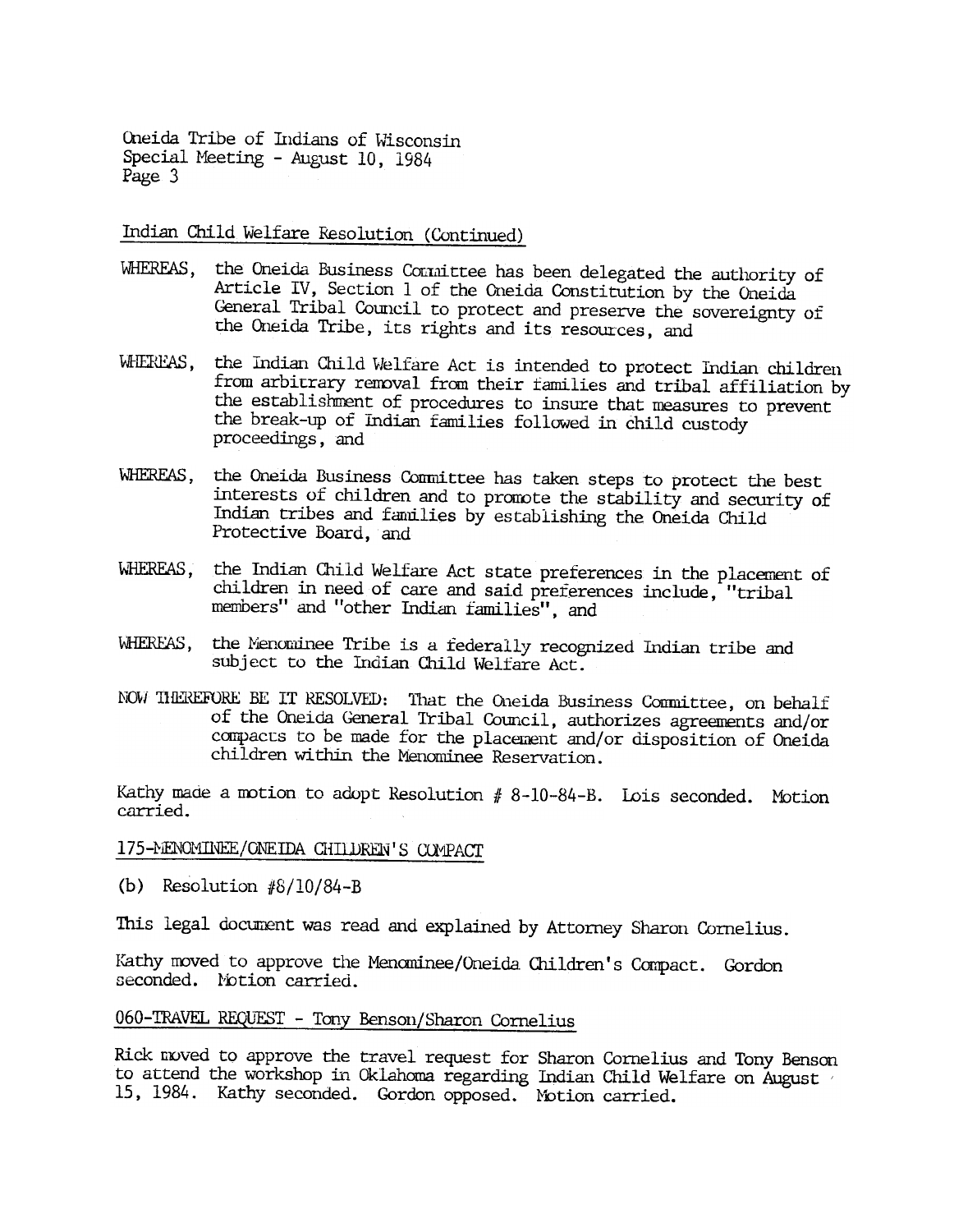Oneida Tribe of Indians of Wisconsin
Special Meeting - August 10, 1984
Page 3

Indian Child Welfare Resolution (Continued)

WHEREAS, the Oneida Business Committee has been delegated the authority of Article IV, Section 1 of the Oneida Constitution by the Oneida General Tribal Council to protect and preserve the sovereignty of the Oneida Tribe, its rights and its resources, and

WHEREAS, the Indian Child Welfare Act is intended to protect Indian children from arbitrary removal from their families and tribal affiliation by the establishment of procedures to insure that measures to prevent the break-up of Indian families followed in child custody proceedings, and

WHEREAS, the Oneida Business Committee has taken steps to protect the best interests of children and to promote the stability and security of Indian tribes and families by establishing the Oneida Child Protective Board, and

WHEREAS, the Indian Child Welfare Act state preferences in the placement of children in need of care and said preferences include, "tribal members" and "other Indian families", and

WHEREAS, the Menominee Tribe is a federally recognized Indian tribe and subject to the Indian Child Welfare Act.

NOW THEREFORE BE IT RESOLVED: That the Oneida Business Committee, on behalf of the Oneida General Tribal Council, authorizes agreements and/or compacts to be made for the placement and/or disposition of Oneida children within the Menominee Reservation.

Kathy made a motion to adopt Resolution # 8-10-84-B. Lois seconded. Motion carried.

175-MENOMINEE/ONEIDA CHILDREN'S COMPACT

(b) Resolution #8/10/84-B

This legal document was read and explained by Attorney Sharon Cornelius.

Kathy moved to approve the Menominee/Oneida Children's Compact. Gordon seconded. Motion carried.

060-TRAVEL REQUEST - Tony Benson/Sharon Cornelius

Rick moved to approve the travel request for Sharon Cornelius and Tony Benson to attend the workshop in Oklahoma regarding Indian Child Welfare on August 15, 1984. Kathy seconded. Gordon opposed. Motion carried.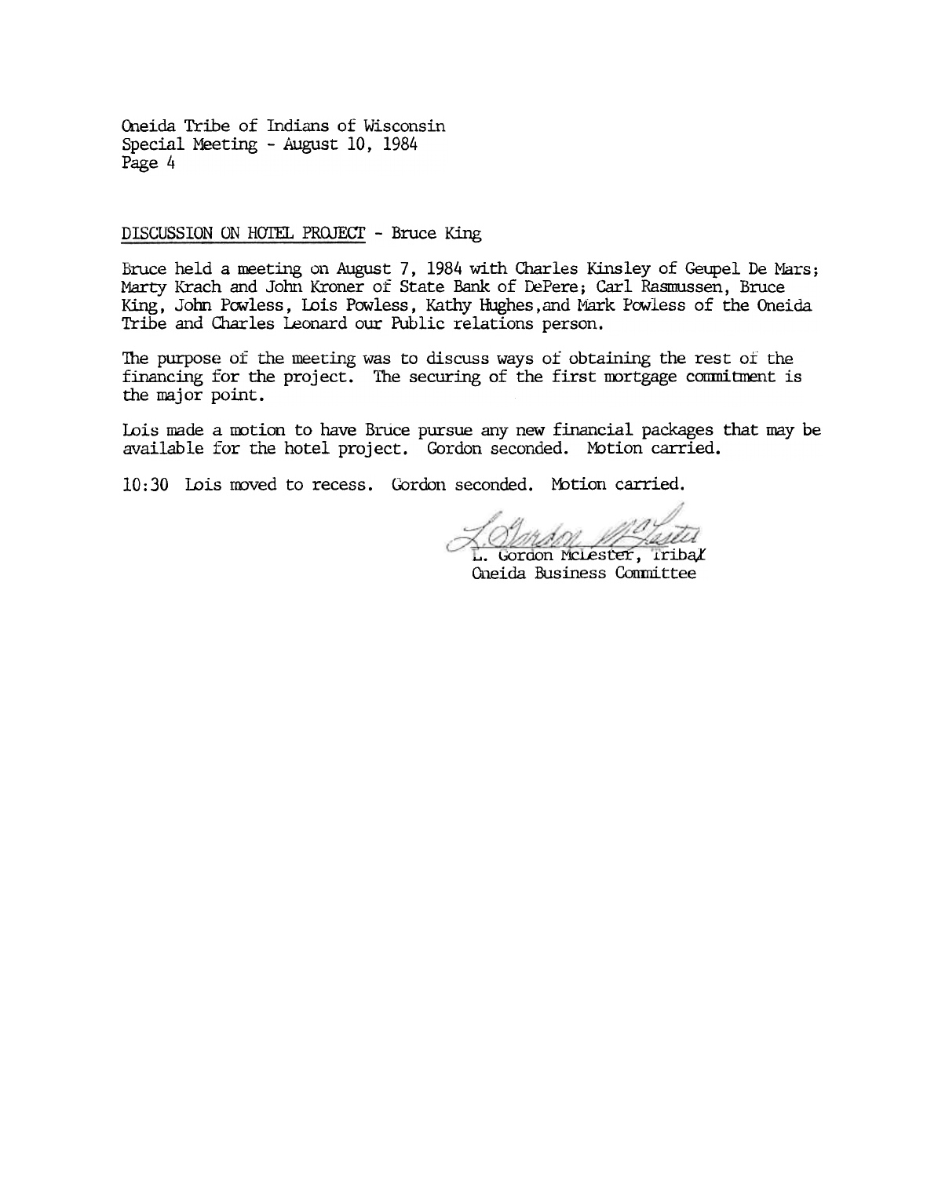Oneida Tribe of Indians of Wisconsin
Special Meeting - August 10, 1984
Page 4

DISCUSSION ON HOTEL PROJECT - Bruce King

Bruce held a meeting on August 7, 1984 with Charles Kinsley of Geupel De Mars; Marty Krach and John Kroner of State Bank of DePere; Carl Rasmussen, Bruce King, John Powless, Lois Powless, Kathy Hughes, and Mark Powless of the Oneida Tribe and Charles Leonard our Public relations person.

The purpose of the meeting was to discuss ways of obtaining the rest of the financing for the project. The securing of the first mortgage commitment is the major point.

Lois made a motion to have Bruce pursue any new financial packages that may be available for the hotel project. Gordon seconded. Motion carried.

10:30 Lois moved to recess. Gordon seconded. Motion carried.

L. Gordon McLester, Tribal
Oneida Business Committee